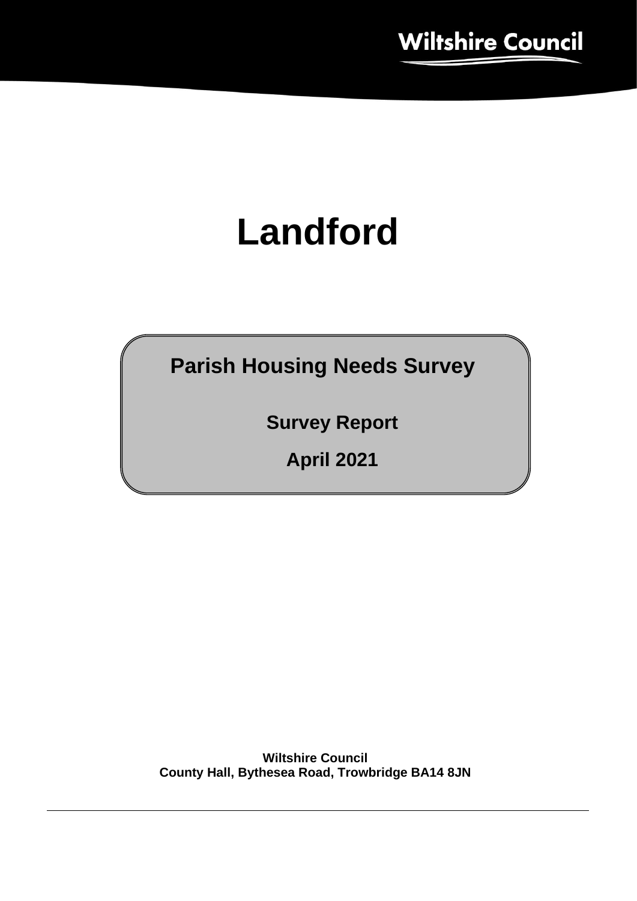Wiltshire Council

# Landford

## Parish Housing Needs Survey

### Survey Report

### April 2021

**Wiltshire Council**
**County Hall, Bythesea Road, Trowbridge BA14 8JN**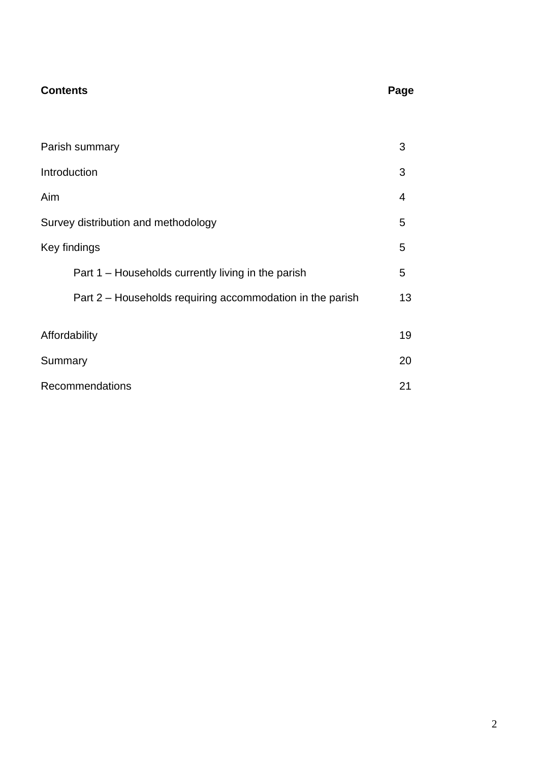| **Contents** | **Page** |
|---|---|
| Parish summary | 3 |
| Introduction | 3 |
| Aim | 4 |
| Survey distribution and methodology | 5 |
| Key findings | 5 |
| Part 1 – Households currently living in the parish | 5 |
| Part 2 – Households requiring accommodation in the parish | 13 |
| Affordability | 19 |
| Summary | 20 |
| Recommendations | 21 |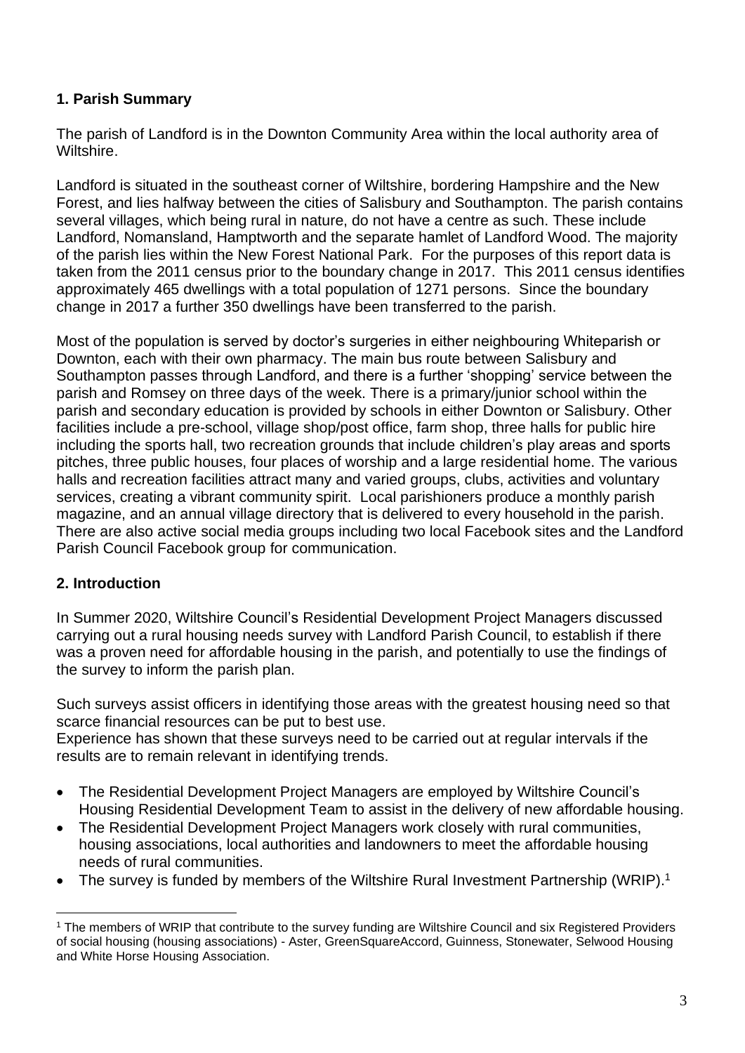## 1. Parish Summary

The parish of Landford is in the Downton Community Area within the local authority area of Wiltshire.

Landford is situated in the southeast corner of Wiltshire, bordering Hampshire and the New Forest, and lies halfway between the cities of Salisbury and Southampton. The parish contains several villages, which being rural in nature, do not have a centre as such. These include Landford, Nomansland, Hamptworth and the separate hamlet of Landford Wood. The majority of the parish lies within the New Forest National Park. For the purposes of this report data is taken from the 2011 census prior to the boundary change in 2017. This 2011 census identifies approximately 465 dwellings with a total population of 1271 persons. Since the boundary change in 2017 a further 350 dwellings have been transferred to the parish.

Most of the population is served by doctor's surgeries in either neighbouring Whiteparish or Downton, each with their own pharmacy. The main bus route between Salisbury and Southampton passes through Landford, and there is a further 'shopping' service between the parish and Romsey on three days of the week. There is a primary/junior school within the parish and secondary education is provided by schools in either Downton or Salisbury. Other facilities include a pre-school, village shop/post office, farm shop, three halls for public hire including the sports hall, two recreation grounds that include children's play areas and sports pitches, three public houses, four places of worship and a large residential home. The various halls and recreation facilities attract many and varied groups, clubs, activities and voluntary services, creating a vibrant community spirit. Local parishioners produce a monthly parish magazine, and an annual village directory that is delivered to every household in the parish. There are also active social media groups including two local Facebook sites and the Landford Parish Council Facebook group for communication.

## 2. Introduction

In Summer 2020, Wiltshire Council's Residential Development Project Managers discussed carrying out a rural housing needs survey with Landford Parish Council, to establish if there was a proven need for affordable housing in the parish, and potentially to use the findings of the survey to inform the parish plan.

Such surveys assist officers in identifying those areas with the greatest housing need so that scarce financial resources can be put to best use.
Experience has shown that these surveys need to be carried out at regular intervals if the results are to remain relevant in identifying trends.

- The Residential Development Project Managers are employed by Wiltshire Council's Housing Residential Development Team to assist in the delivery of new affordable housing.
- The Residential Development Project Managers work closely with rural communities, housing associations, local authorities and landowners to meet the affordable housing needs of rural communities.
- The survey is funded by members of the Wiltshire Rural Investment Partnership (WRIP).[1]

[1] The members of WRIP that contribute to the survey funding are Wiltshire Council and six Registered Providers of social housing (housing associations) - Aster, GreenSquareAccord, Guinness, Stonewater, Selwood Housing and White Horse Housing Association.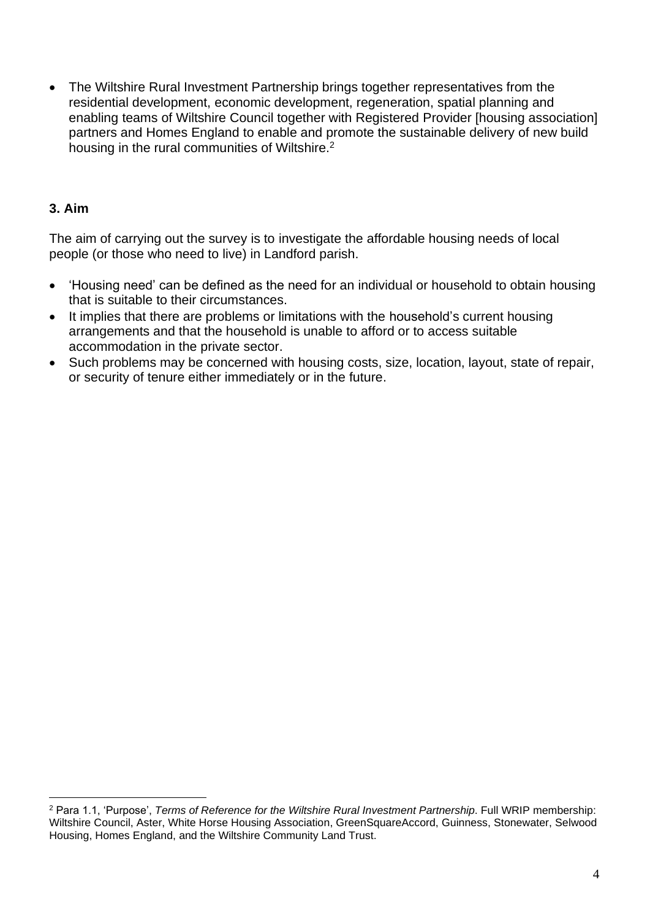- The Wiltshire Rural Investment Partnership brings together representatives from the residential development, economic development, regeneration, spatial planning and enabling teams of Wiltshire Council together with Registered Provider [housing association] partners and Homes England to enable and promote the sustainable delivery of new build housing in the rural communities of Wiltshire.[2]

## 3. Aim

The aim of carrying out the survey is to investigate the affordable housing needs of local people (or those who need to live) in Landford parish.

- 'Housing need' can be defined as the need for an individual or household to obtain housing that is suitable to their circumstances.
- It implies that there are problems or limitations with the household's current housing arrangements and that the household is unable to afford or to access suitable accommodation in the private sector.
- Such problems may be concerned with housing costs, size, location, layout, state of repair, or security of tenure either immediately or in the future.

---

[2] Para 1.1, 'Purpose', *Terms of Reference for the Wiltshire Rural Investment Partnership*. Full WRIP membership: Wiltshire Council, Aster, White Horse Housing Association, GreenSquareAccord, Guinness, Stonewater, Selwood Housing, Homes England, and the Wiltshire Community Land Trust.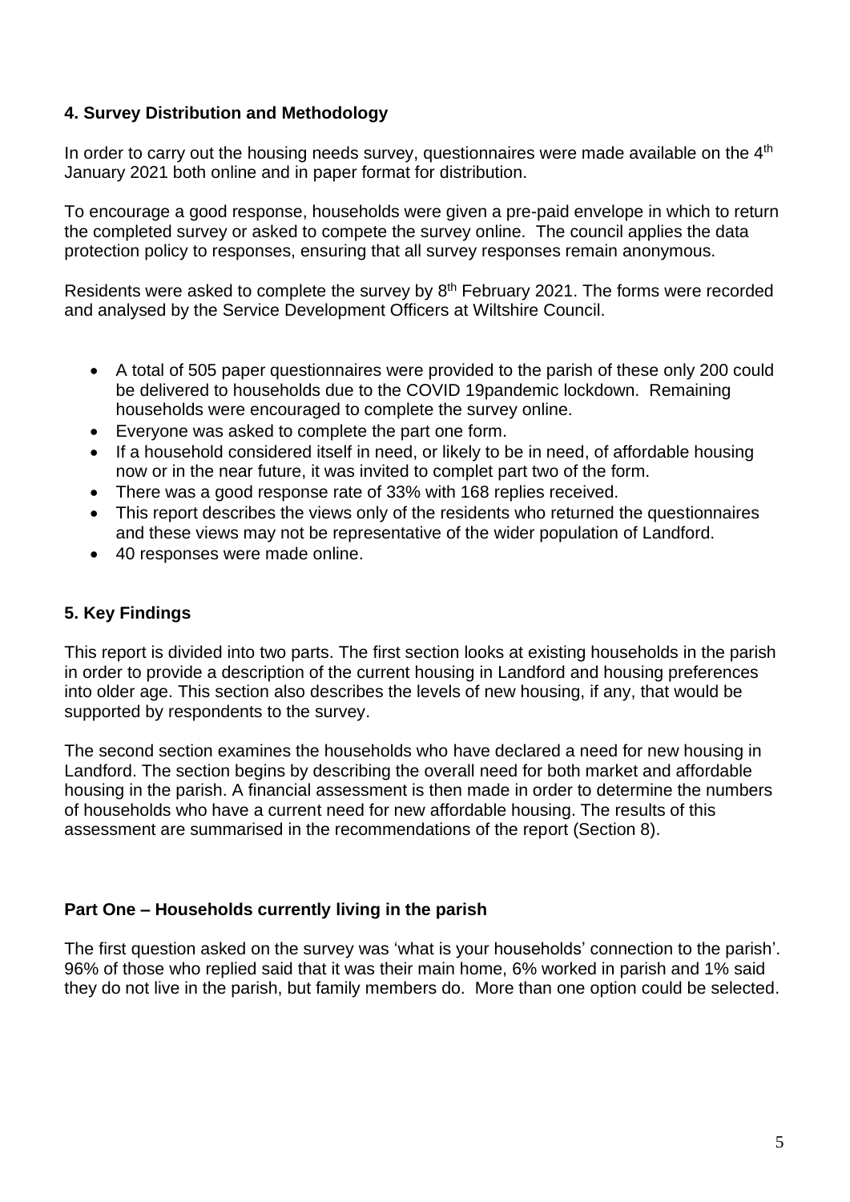## 4. Survey Distribution and Methodology

In order to carry out the housing needs survey, questionnaires were made available on the 4th January 2021 both online and in paper format for distribution.

To encourage a good response, households were given a pre-paid envelope in which to return the completed survey or asked to compete the survey online. The council applies the data protection policy to responses, ensuring that all survey responses remain anonymous.

Residents were asked to complete the survey by 8th February 2021. The forms were recorded and analysed by the Service Development Officers at Wiltshire Council.

- A total of 505 paper questionnaires were provided to the parish of these only 200 could be delivered to households due to the COVID 19pandemic lockdown. Remaining households were encouraged to complete the survey online.
- Everyone was asked to complete the part one form.
- If a household considered itself in need, or likely to be in need, of affordable housing now or in the near future, it was invited to complet part two of the form.
- There was a good response rate of 33% with 168 replies received.
- This report describes the views only of the residents who returned the questionnaires and these views may not be representative of the wider population of Landford.
- 40 responses were made online.

## 5. Key Findings

This report is divided into two parts. The first section looks at existing households in the parish in order to provide a description of the current housing in Landford and housing preferences into older age. This section also describes the levels of new housing, if any, that would be supported by respondents to the survey.

The second section examines the households who have declared a need for new housing in Landford. The section begins by describing the overall need for both market and affordable housing in the parish. A financial assessment is then made in order to determine the numbers of households who have a current need for new affordable housing. The results of this assessment are summarised in the recommendations of the report (Section 8).

### Part One – Households currently living in the parish

The first question asked on the survey was 'what is your households' connection to the parish'. 96% of those who replied said that it was their main home, 6% worked in parish and 1% said they do not live in the parish, but family members do. More than one option could be selected.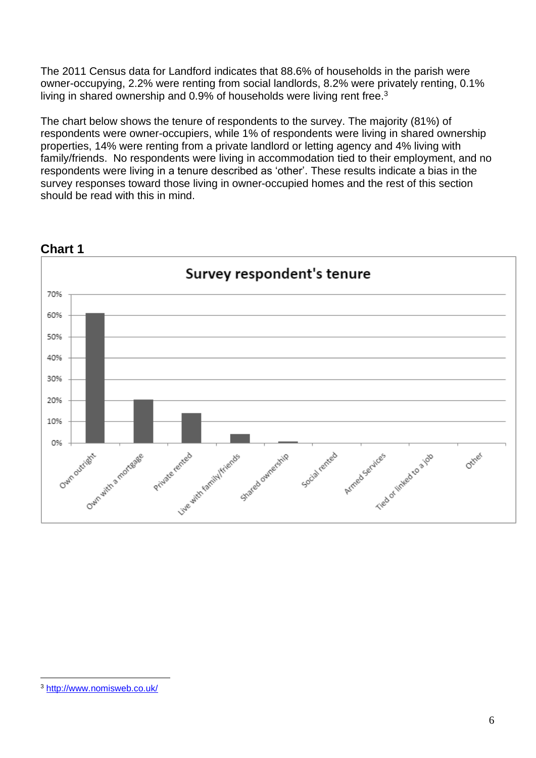The 2011 Census data for Landford indicates that 88.6% of households in the parish were owner-occupying, 2.2% were renting from social landlords, 8.2% were privately renting, 0.1% living in shared ownership and 0.9% of households were living rent free.[3]

The chart below shows the tenure of respondents to the survey. The majority (81%) of respondents were owner-occupiers, while 1% of respondents were living in shared ownership properties, 14% were renting from a private landlord or letting agency and 4% living with family/friends. No respondents were living in accommodation tied to their employment, and no respondents were living in a tenure described as 'other'. These results indicate a bias in the survey responses toward those living in owner-occupied homes and the rest of this section should be read with this in mind.

## Chart 1

Survey respondent's tenure

70%
60%
50%
40%
30%
20%
10%
0%

Own outright
Own with a mortgage
Private rented
Live with family/friends
Shared ownership
Social rented
Armed Services
Tied or linked to a job
Other

[3] http://www.nomisweb.co.uk/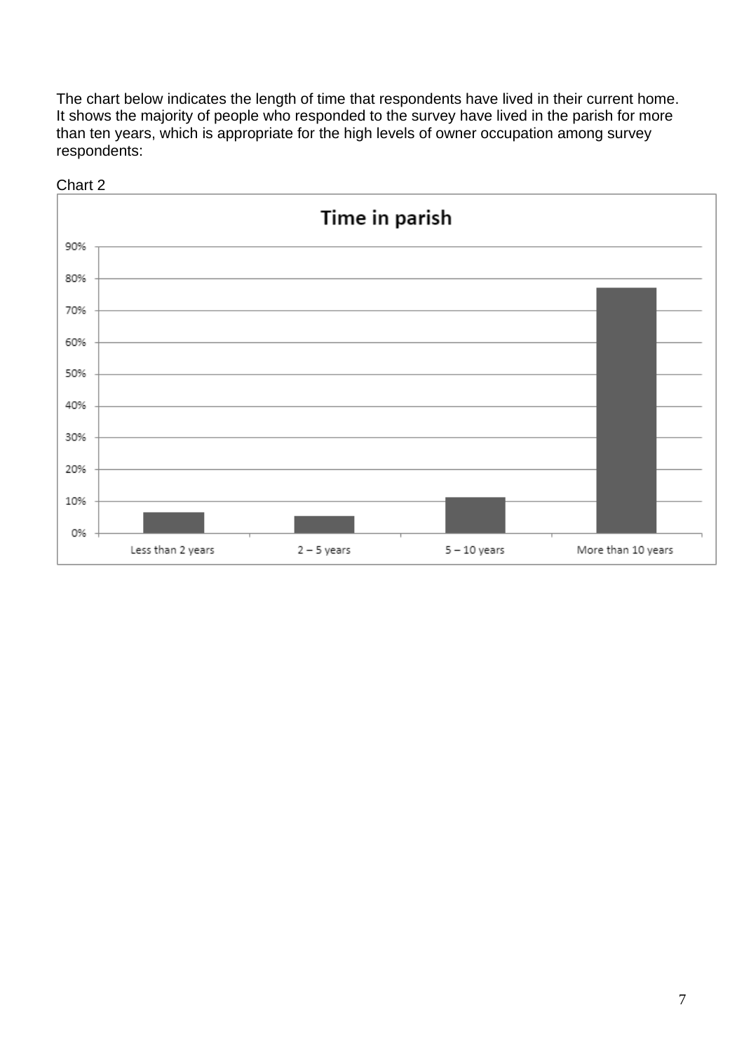The chart below indicates the length of time that respondents have lived in their current home. It shows the majority of people who responded to the survey have lived in the parish for more than ten years, which is appropriate for the high levels of owner occupation among survey respondents:

Chart 2

**Time in parish**

| Time in parish | Approximate % of respondents |
|---|---|
| Less than 2 years | ~7% |
| 2 – 5 years | ~5% |
| 5 – 10 years | ~11% |
| More than 10 years | ~77% |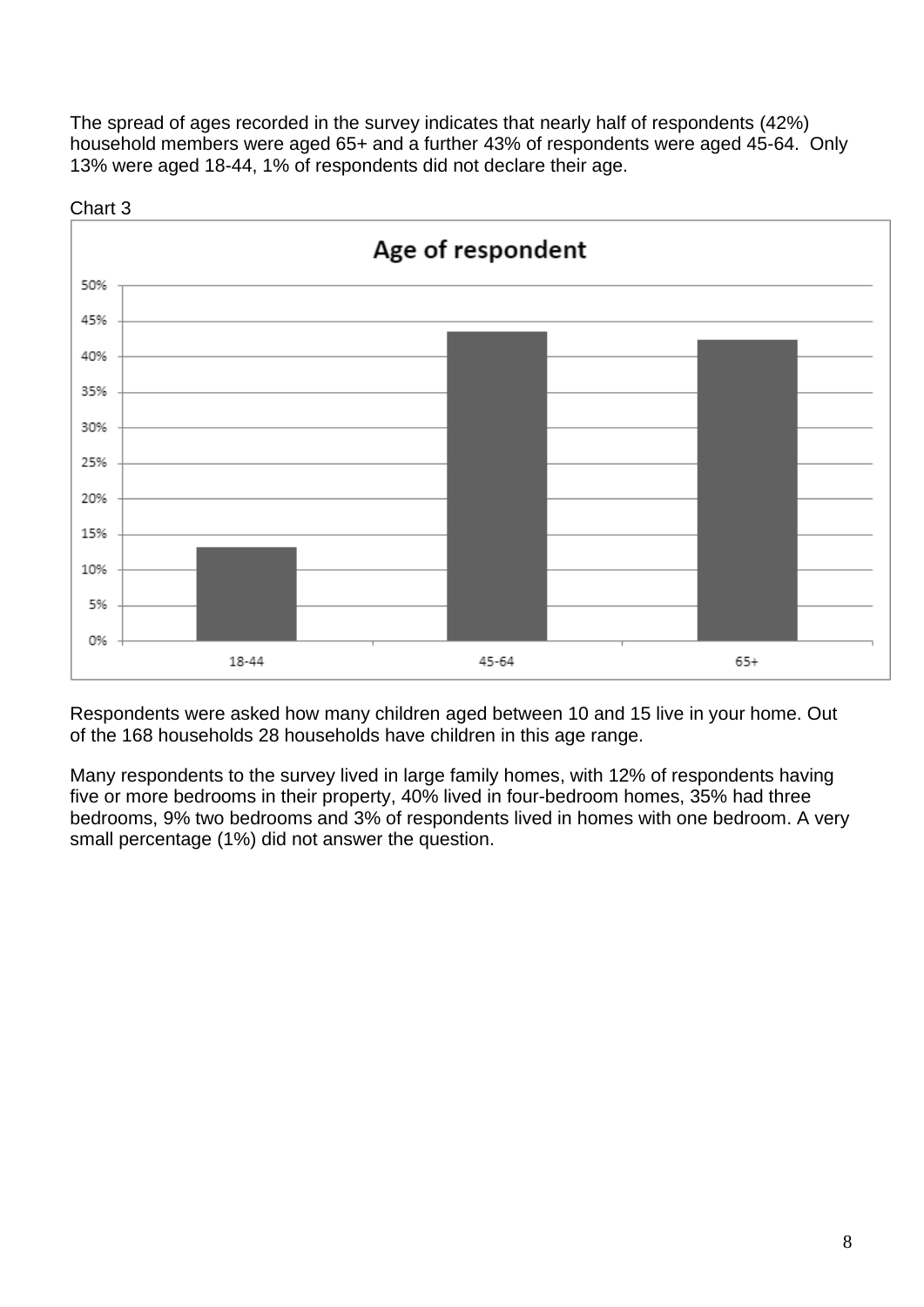The spread of ages recorded in the survey indicates that nearly half of respondents (42%) household members were aged 65+ and a further 43% of respondents were aged 45-64. Only 13% were aged 18-44, 1% of respondents did not declare their age.

Chart 3

Age of respondent

50%
45%
40%
35%
30%
25%
20%
15%
10%
5%
0%

18-44
45-64
65+

Respondents were asked how many children aged between 10 and 15 live in your home. Out of the 168 households 28 households have children in this age range.

Many respondents to the survey lived in large family homes, with 12% of respondents having five or more bedrooms in their property, 40% lived in four-bedroom homes, 35% had three bedrooms, 9% two bedrooms and 3% of respondents lived in homes with one bedroom. A very small percentage (1%) did not answer the question.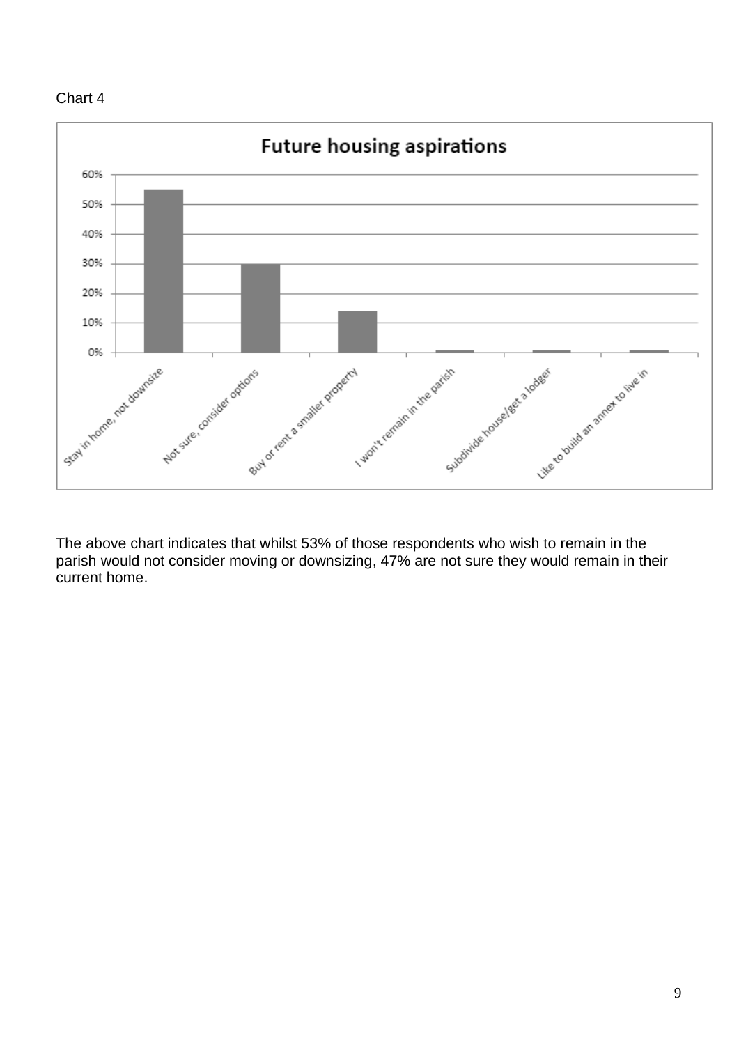Chart 4

Future housing aspirations

60%
50%
40%
30%
20%
10%
0%

Stay in home, not downsize
Not sure, consider options
Buy or rent a smaller property
I won't remain in the parish
Subdivide house/get a lodger
Like to build an annex to live in

The above chart indicates that whilst 53% of those respondents who wish to remain in the parish would not consider moving or downsizing, 47% are not sure they would remain in their current home.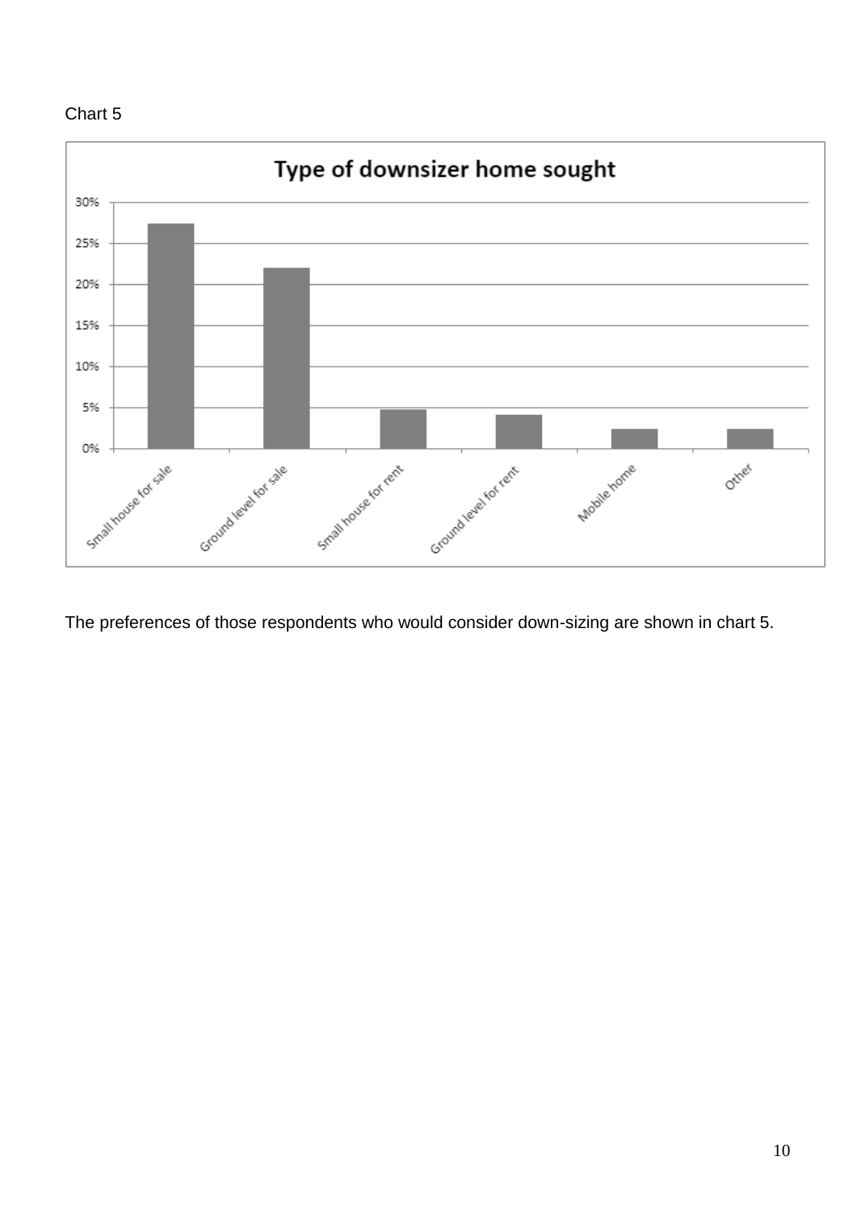Chart 5

Type of downsizer home sought

30%
25%
20%
15%
10%
5%
0%

Small house for sale
Ground level for sale
Small house for rent
Ground level for rent
Mobile home
Other

The preferences of those respondents who would consider down-sizing are shown in chart 5.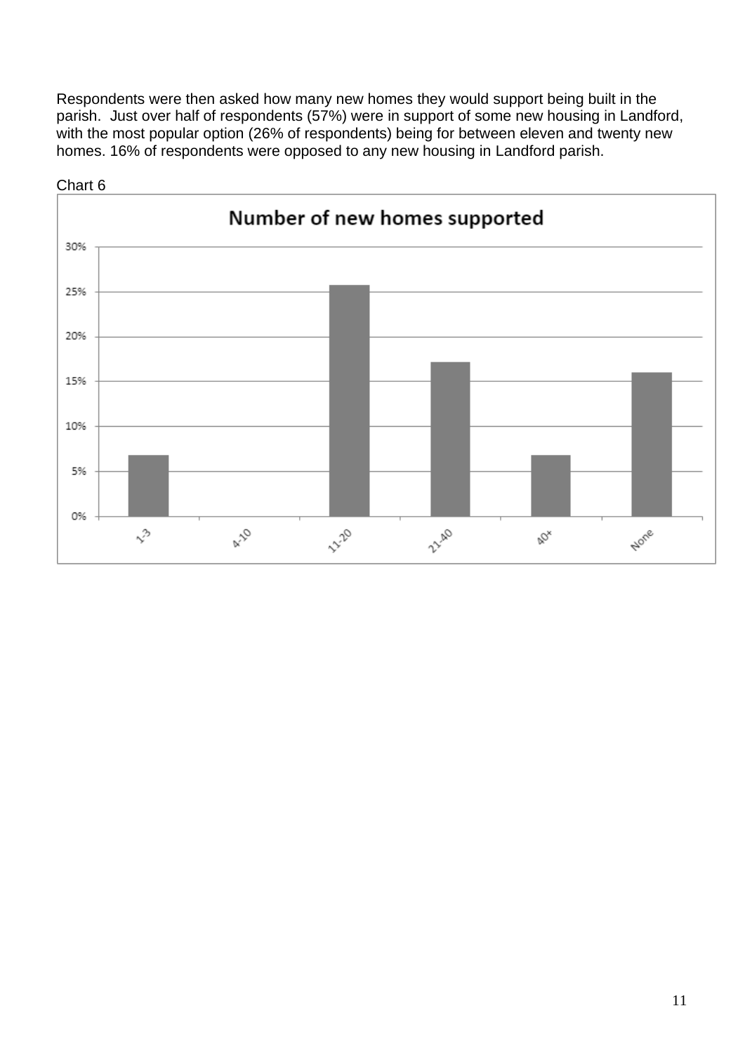Respondents were then asked how many new homes they would support being built in the parish. Just over half of respondents (57%) were in support of some new housing in Landford, with the most popular option (26% of respondents) being for between eleven and twenty new homes. 16% of respondents were opposed to any new housing in Landford parish.

Chart 6

Number of new homes supported

30%
25%
20%
15%
10%
5%
0%

1-3
4-10
11-20
21-40
40+
None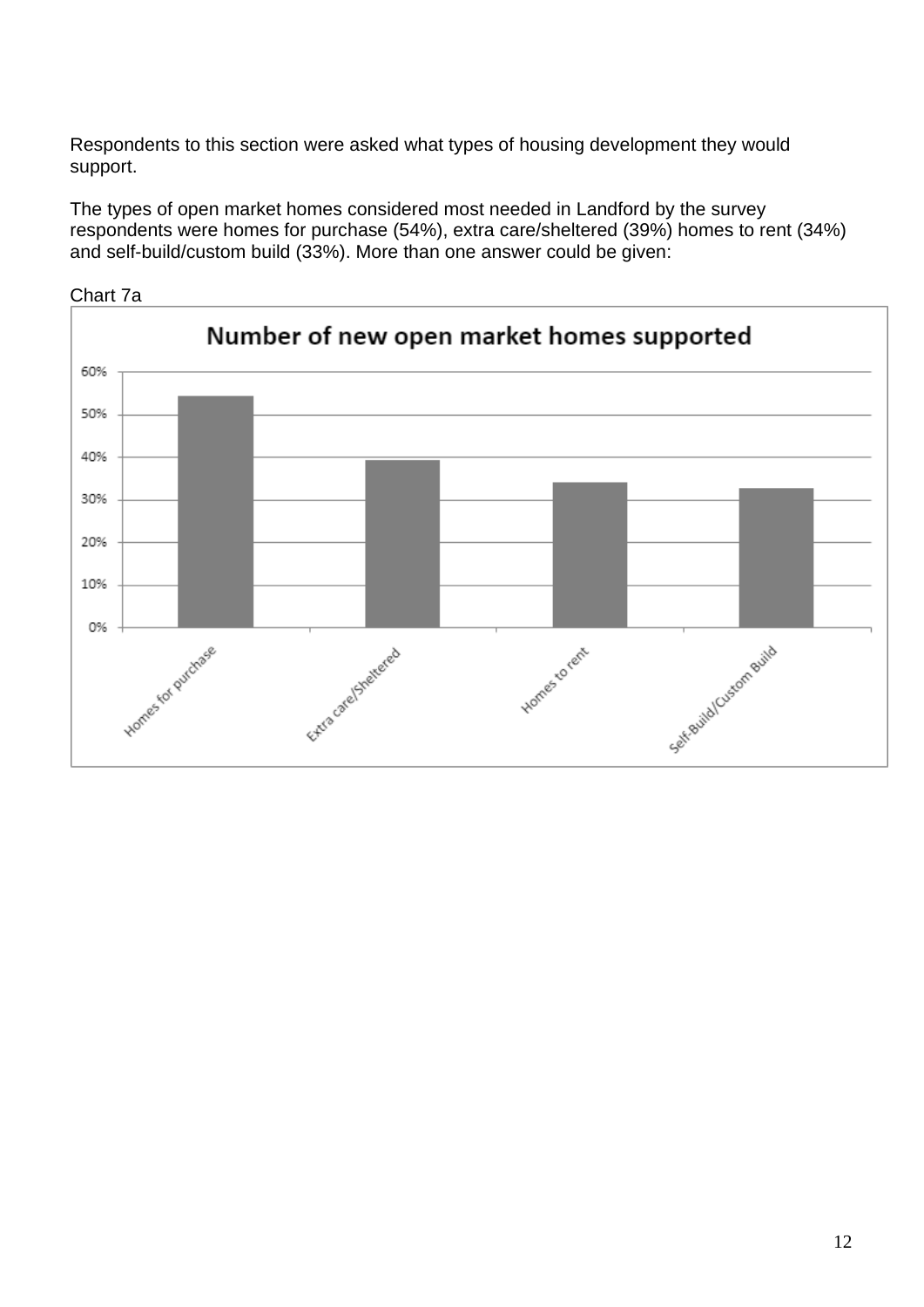Respondents to this section were asked what types of housing development they would support.

The types of open market homes considered most needed in Landford by the survey respondents were homes for purchase (54%), extra care/sheltered (39%) homes to rent (34%) and self-build/custom build (33%). More than one answer could be given:

Chart 7a

Number of new open market homes supported

60%
50%
40%
30%
20%
10%
0%

Homes for purchase
Extra care/Sheltered
Homes to rent
Self-Build/Custom Build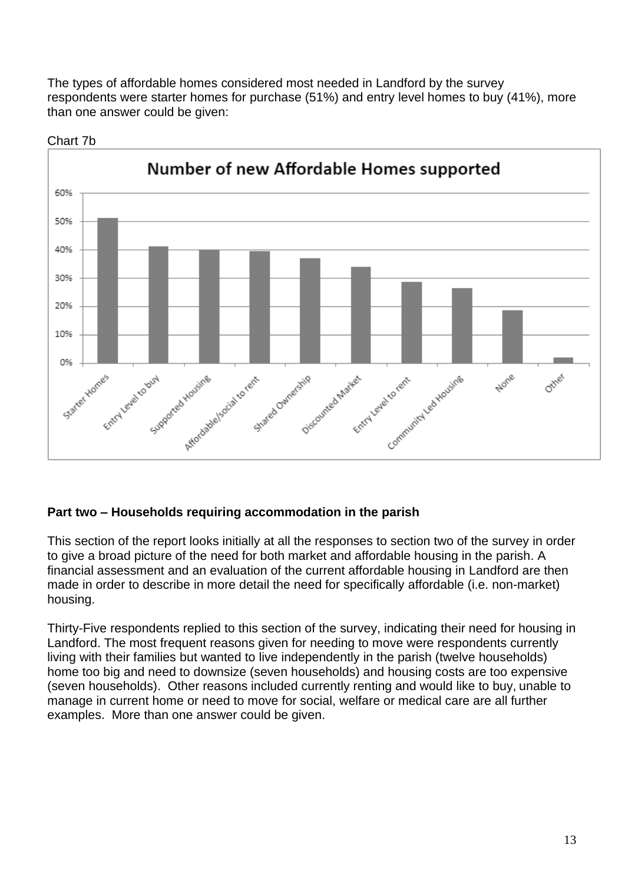The types of affordable homes considered most needed in Landford by the survey respondents were starter homes for purchase (51%) and entry level homes to buy (41%), more than one answer could be given:

Chart 7b

Number of new Affordable Homes supported

60%
50%
40%
30%
20%
10%
0%

Starter Homes
Entry Level to buy
Supported Housing
Affordable/social to rent
Shared Ownership
Discounted Market
Entry Level to rent
Community Led Housing
None
Other

**Part two – Households requiring accommodation in the parish**

This section of the report looks initially at all the responses to section two of the survey in order to give a broad picture of the need for both market and affordable housing in the parish. A financial assessment and an evaluation of the current affordable housing in Landford are then made in order to describe in more detail the need for specifically affordable (i.e. non-market) housing.

Thirty-Five respondents replied to this section of the survey, indicating their need for housing in Landford. The most frequent reasons given for needing to move were respondents currently living with their families but wanted to live independently in the parish (twelve households) home too big and need to downsize (seven households) and housing costs are too expensive (seven households). Other reasons included currently renting and would like to buy, unable to manage in current home or need to move for social, welfare or medical care are all further examples. More than one answer could be given.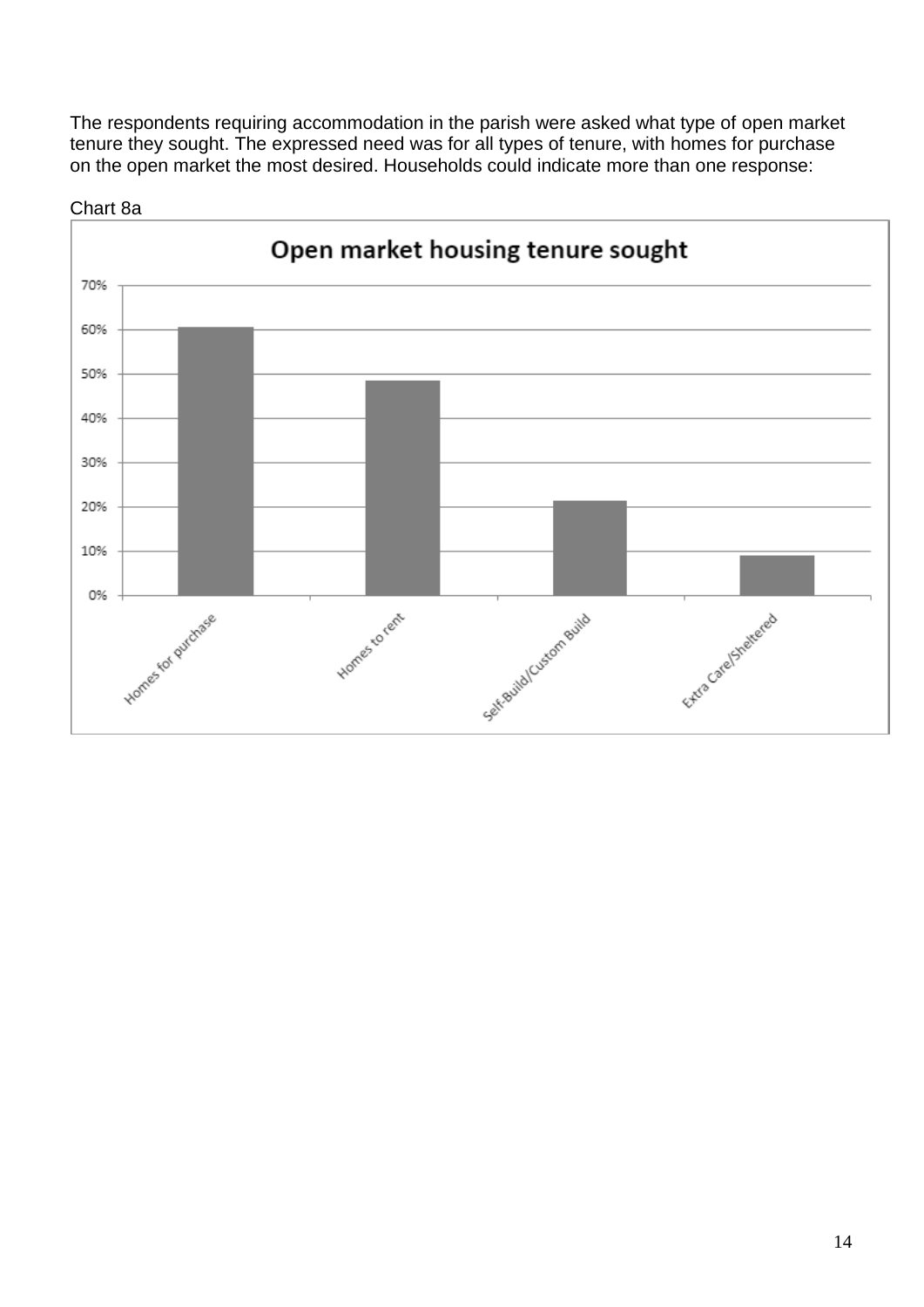The respondents requiring accommodation in the parish were asked what type of open market tenure they sought. The expressed need was for all types of tenure, with homes for purchase on the open market the most desired. Households could indicate more than one response:

Chart 8a

Open market housing tenure sought

70%
60%
50%
40%
30%
20%
10%
0%

Homes for purchase
Homes to rent
Self-Build/Custom Build
Extra Care/Sheltered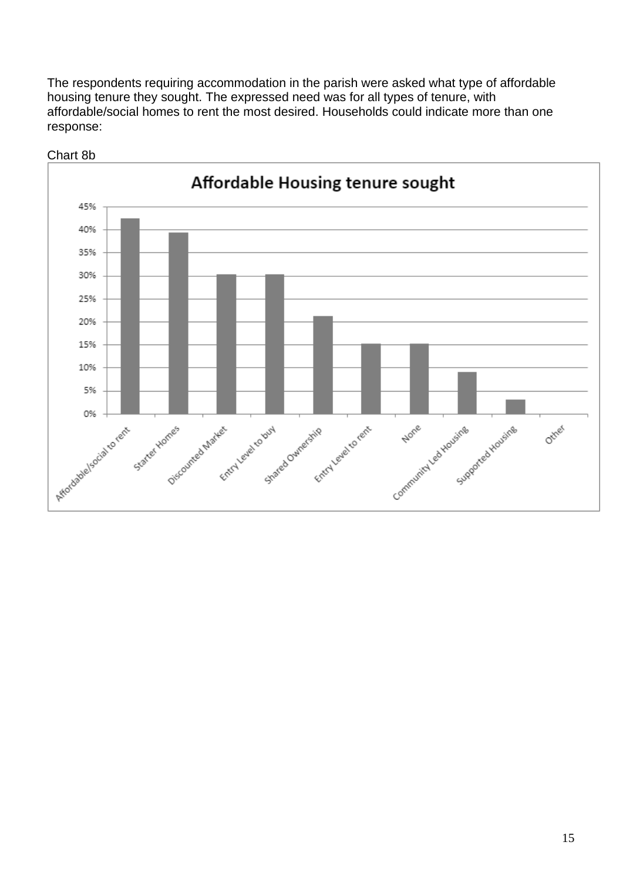The respondents requiring accommodation in the parish were asked what type of affordable housing tenure they sought. The expressed need was for all types of tenure, with affordable/social homes to rent the most desired. Households could indicate more than one response:

Chart 8b

Affordable Housing tenure sought

45%
40%
35%
30%
25%
20%
15%
10%
5%
0%

Affordable/social to rent
Starter Homes
Discounted Market
Entry Level to buy
Shared Ownership
Entry Level to rent
None
Community Led Housing
Supported Housing
Other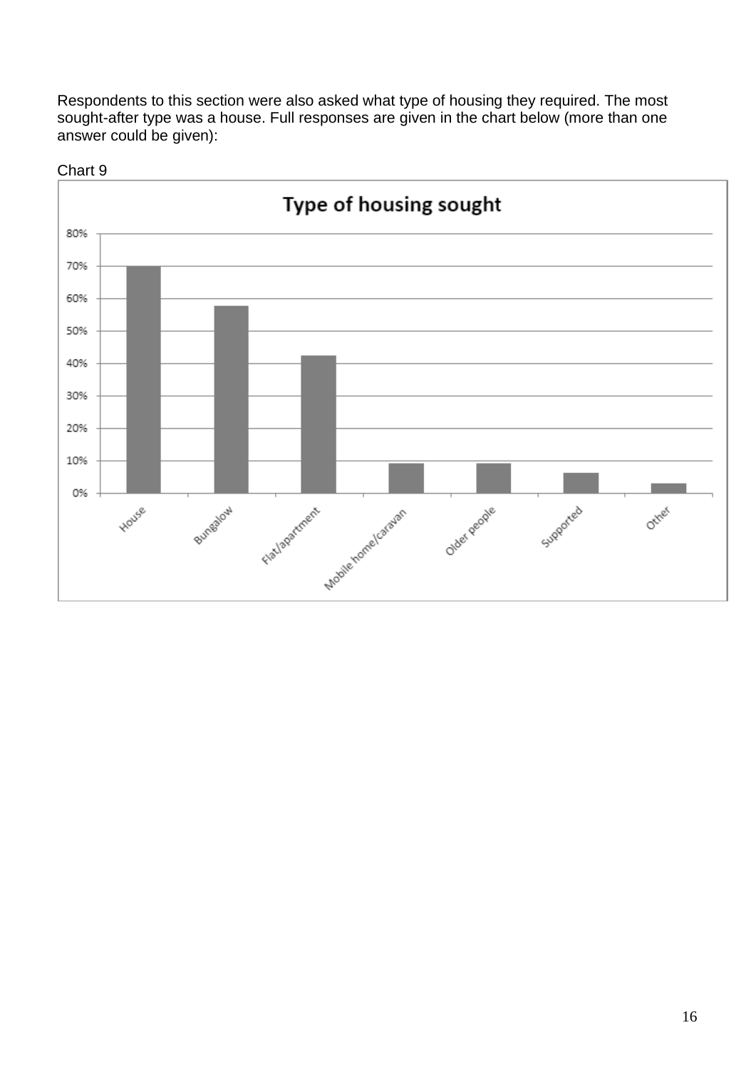Respondents to this section were also asked what type of housing they required. The most sought-after type was a house. Full responses are given in the chart below (more than one answer could be given):

Chart 9

Type of housing sought

80%
70%
60%
50%
40%
30%
20%
10%
0%

House
Bungalow
Flat/apartment
Mobile home/caravan
Older people
Supported
Other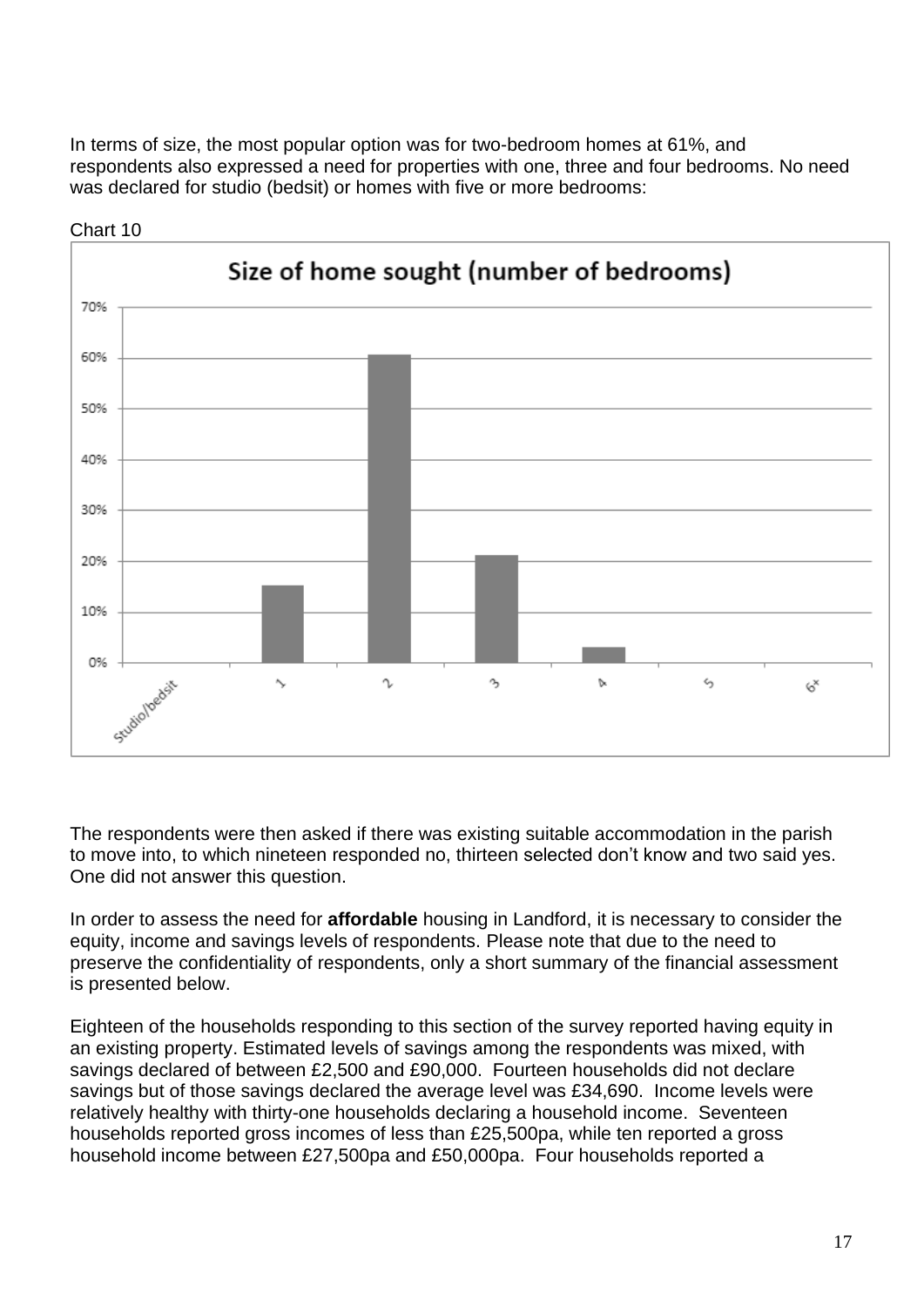In terms of size, the most popular option was for two-bedroom homes at 61%, and respondents also expressed a need for properties with one, three and four bedrooms. No need was declared for studio (bedsit) or homes with five or more bedrooms:

Chart 10

Size of home sought (number of bedrooms)

70%
60%
50%
40%
30%
20%
10%
0%

Studio/bedsit
1
2
3
4
5
6+

The respondents were then asked if there was existing suitable accommodation in the parish to move into, to which nineteen responded no, thirteen selected don't know and two said yes. One did not answer this question.

In order to assess the need for **affordable** housing in Landford, it is necessary to consider the equity, income and savings levels of respondents. Please note that due to the need to preserve the confidentiality of respondents, only a short summary of the financial assessment is presented below.

Eighteen of the households responding to this section of the survey reported having equity in an existing property. Estimated levels of savings among the respondents was mixed, with savings declared of between £2,500 and £90,000. Fourteen households did not declare savings but of those savings declared the average level was £34,690. Income levels were relatively healthy with thirty-one households declaring a household income. Seventeen households reported gross incomes of less than £25,500pa, while ten reported a gross household income between £27,500pa and £50,000pa. Four households reported a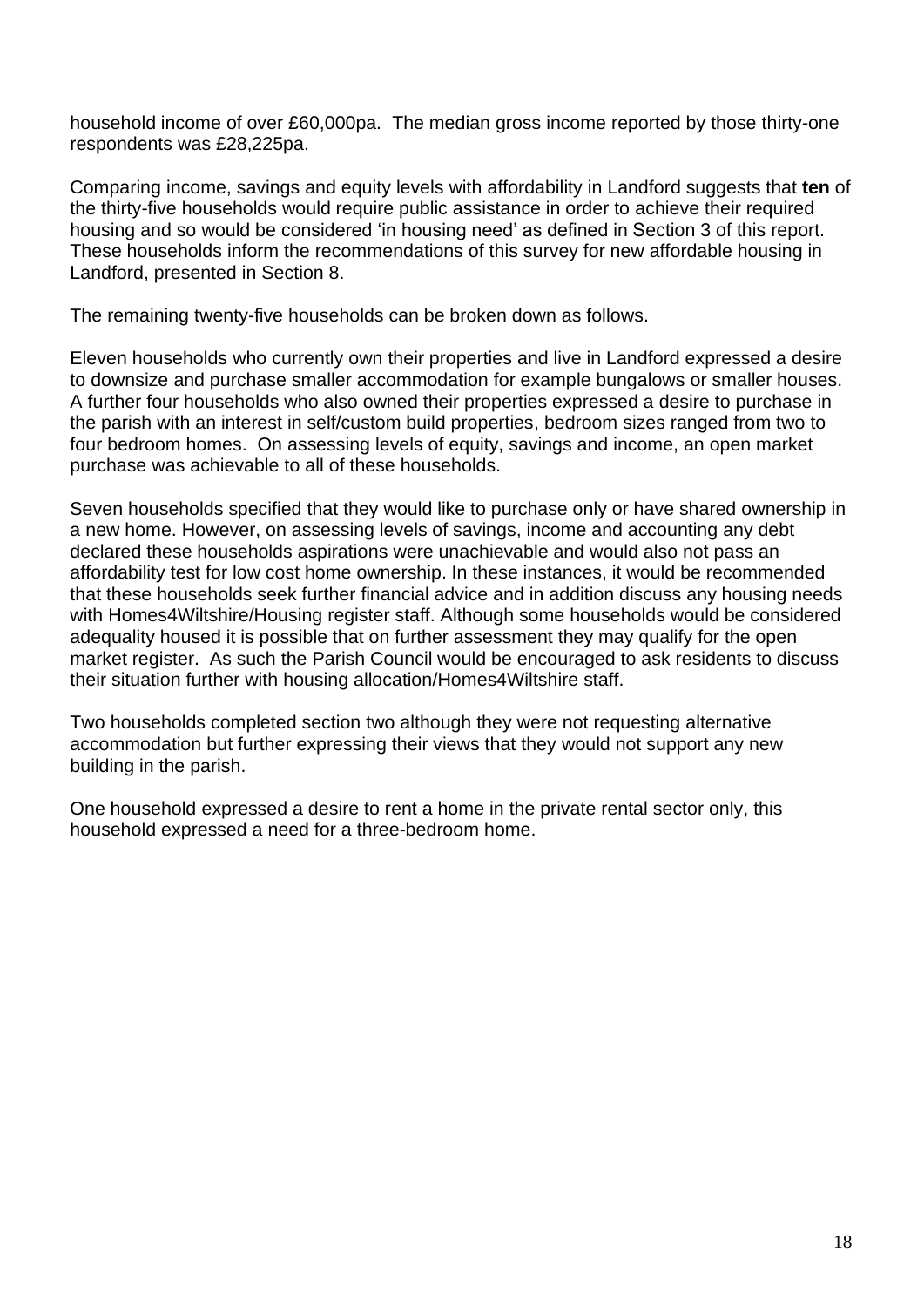household income of over £60,000pa. The median gross income reported by those thirty-one respondents was £28,225pa.

Comparing income, savings and equity levels with affordability in Landford suggests that **ten** of the thirty-five households would require public assistance in order to achieve their required housing and so would be considered 'in housing need' as defined in Section 3 of this report. These households inform the recommendations of this survey for new affordable housing in Landford, presented in Section 8.

The remaining twenty-five households can be broken down as follows.

Eleven households who currently own their properties and live in Landford expressed a desire to downsize and purchase smaller accommodation for example bungalows or smaller houses. A further four households who also owned their properties expressed a desire to purchase in the parish with an interest in self/custom build properties, bedroom sizes ranged from two to four bedroom homes. On assessing levels of equity, savings and income, an open market purchase was achievable to all of these households.

Seven households specified that they would like to purchase only or have shared ownership in a new home. However, on assessing levels of savings, income and accounting any debt declared these households aspirations were unachievable and would also not pass an affordability test for low cost home ownership. In these instances, it would be recommended that these households seek further financial advice and in addition discuss any housing needs with Homes4Wiltshire/Housing register staff. Although some households would be considered adequality housed it is possible that on further assessment they may qualify for the open market register. As such the Parish Council would be encouraged to ask residents to discuss their situation further with housing allocation/Homes4Wiltshire staff.

Two households completed section two although they were not requesting alternative accommodation but further expressing their views that they would not support any new building in the parish.

One household expressed a desire to rent a home in the private rental sector only, this household expressed a need for a three-bedroom home.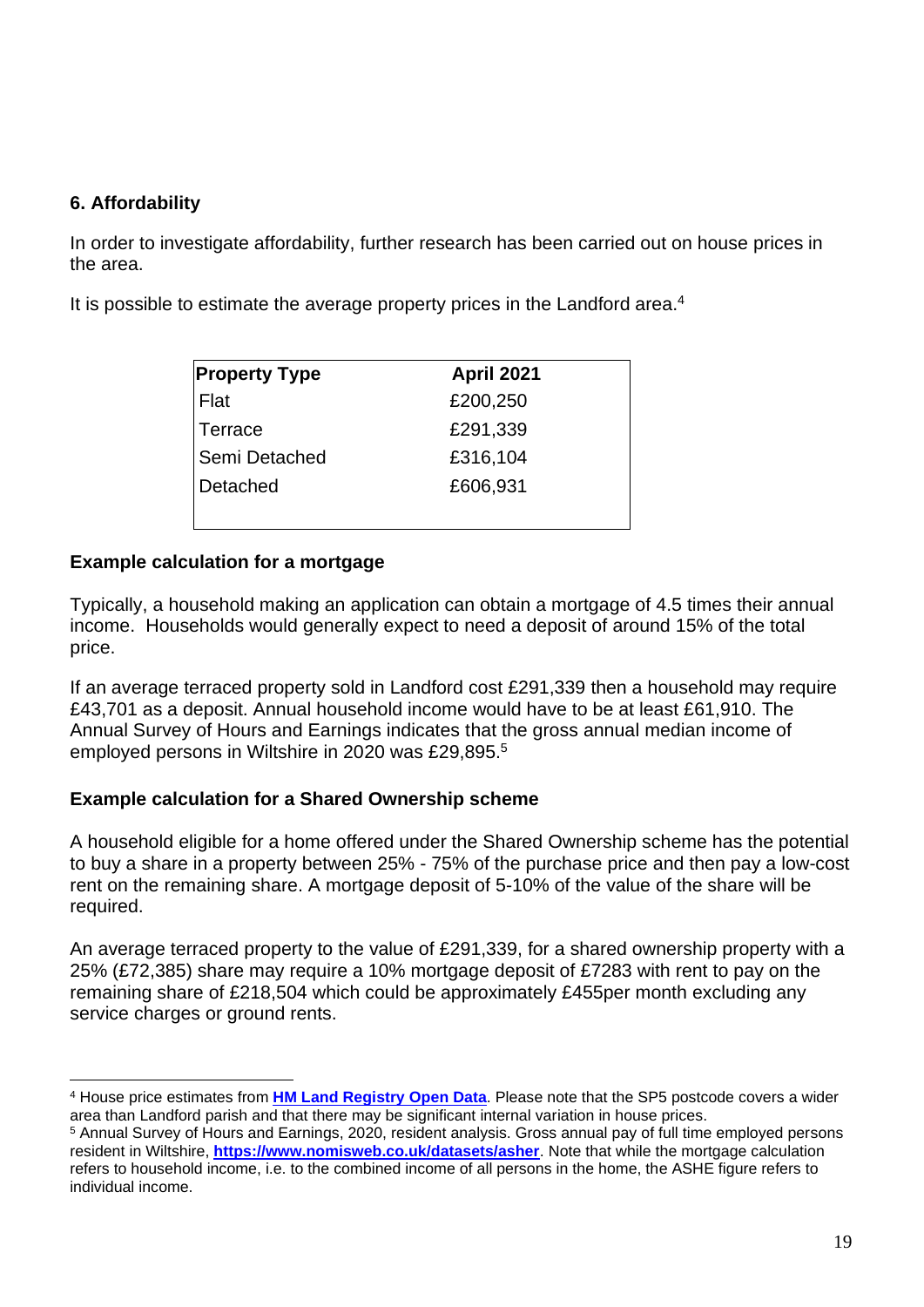## 6. Affordability

In order to investigate affordability, further research has been carried out on house prices in the area.

It is possible to estimate the average property prices in the Landford area.[4]

| Property Type | April 2021 |
|---|---|
| Flat | £200,250 |
| Terrace | £291,339 |
| Semi Detached | £316,104 |
| Detached | £606,931 |

**Example calculation for a mortgage**

Typically, a household making an application can obtain a mortgage of 4.5 times their annual income. Households would generally expect to need a deposit of around 15% of the total price.

If an average terraced property sold in Landford cost £291,339 then a household may require £43,701 as a deposit. Annual household income would have to be at least £61,910. The Annual Survey of Hours and Earnings indicates that the gross annual median income of employed persons in Wiltshire in 2020 was £29,895.[5]

**Example calculation for a Shared Ownership scheme**

A household eligible for a home offered under the Shared Ownership scheme has the potential to buy a share in a property between 25% - 75% of the purchase price and then pay a low-cost rent on the remaining share. A mortgage deposit of 5-10% of the value of the share will be required.

An average terraced property to the value of £291,339, for a shared ownership property with a 25% (£72,385) share may require a 10% mortgage deposit of £7283 with rent to pay on the remaining share of £218,504 which could be approximately £455per month excluding any service charges or ground rents.

---

[4] House price estimates from **HM Land Registry Open Data**. Please note that the SP5 postcode covers a wider area than Landford parish and that there may be significant internal variation in house prices.

[5] Annual Survey of Hours and Earnings, 2020, resident analysis. Gross annual pay of full time employed persons resident in Wiltshire, **https://www.nomisweb.co.uk/datasets/asher**. Note that while the mortgage calculation refers to household income, i.e. to the combined income of all persons in the home, the ASHE figure refers to individual income.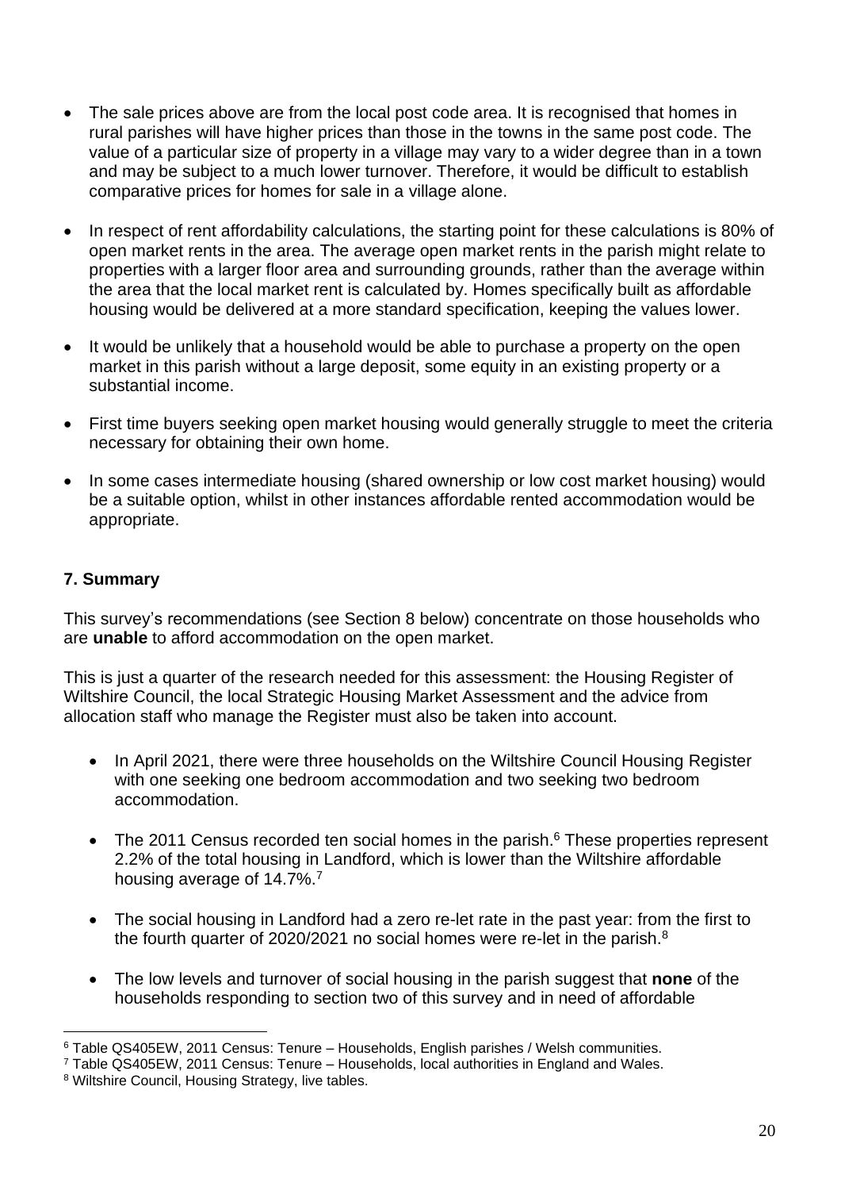- The sale prices above are from the local post code area. It is recognised that homes in rural parishes will have higher prices than those in the towns in the same post code. The value of a particular size of property in a village may vary to a wider degree than in a town and may be subject to a much lower turnover. Therefore, it would be difficult to establish comparative prices for homes for sale in a village alone.

- In respect of rent affordability calculations, the starting point for these calculations is 80% of open market rents in the area. The average open market rents in the parish might relate to properties with a larger floor area and surrounding grounds, rather than the average within the area that the local market rent is calculated by. Homes specifically built as affordable housing would be delivered at a more standard specification, keeping the values lower.

- It would be unlikely that a household would be able to purchase a property on the open market in this parish without a large deposit, some equity in an existing property or a substantial income.

- First time buyers seeking open market housing would generally struggle to meet the criteria necessary for obtaining their own home.

- In some cases intermediate housing (shared ownership or low cost market housing) would be a suitable option, whilst in other instances affordable rented accommodation would be appropriate.

## 7. Summary

This survey's recommendations (see Section 8 below) concentrate on those households who are **unable** to afford accommodation on the open market.

This is just a quarter of the research needed for this assessment: the Housing Register of Wiltshire Council, the local Strategic Housing Market Assessment and the advice from allocation staff who manage the Register must also be taken into account.

- In April 2021, there were three households on the Wiltshire Council Housing Register with one seeking one bedroom accommodation and two seeking two bedroom accommodation.

- The 2011 Census recorded ten social homes in the parish.[6] These properties represent 2.2% of the total housing in Landford, which is lower than the Wiltshire affordable housing average of 14.7%.[7]

- The social housing in Landford had a zero re-let rate in the past year: from the first to the fourth quarter of 2020/2021 no social homes were re-let in the parish.[8]

- The low levels and turnover of social housing in the parish suggest that **none** of the households responding to section two of this survey and in need of affordable

[6] Table QS405EW, 2011 Census: Tenure – Households, English parishes / Welsh communities.
[7] Table QS405EW, 2011 Census: Tenure – Households, local authorities in England and Wales.
[8] Wiltshire Council, Housing Strategy, live tables.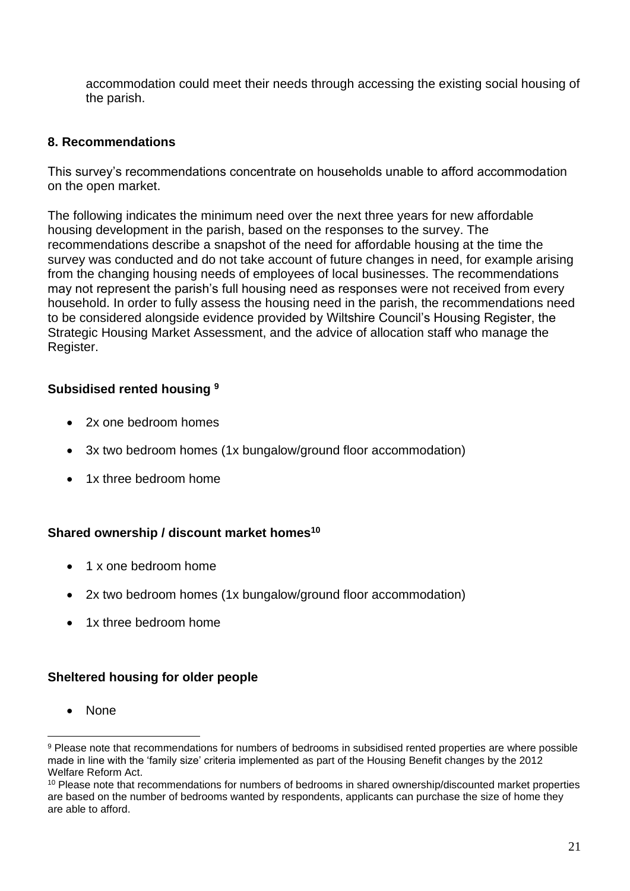accommodation could meet their needs through accessing the existing social housing of the parish.

### 8. Recommendations

This survey's recommendations concentrate on households unable to afford accommodation on the open market.

The following indicates the minimum need over the next three years for new affordable housing development in the parish, based on the responses to the survey. The recommendations describe a snapshot of the need for affordable housing at the time the survey was conducted and do not take account of future changes in need, for example arising from the changing housing needs of employees of local businesses. The recommendations may not represent the parish's full housing need as responses were not received from every household. In order to fully assess the housing need in the parish, the recommendations need to be considered alongside evidence provided by Wiltshire Council's Housing Register, the Strategic Housing Market Assessment, and the advice of allocation staff who manage the Register.

**Subsidised rented housing [9]**

- 2x one bedroom homes
- 3x two bedroom homes (1x bungalow/ground floor accommodation)
- 1x three bedroom home

**Shared ownership / discount market homes[10]**

- 1 x one bedroom home
- 2x two bedroom homes (1x bungalow/ground floor accommodation)
- 1x three bedroom home

**Sheltered housing for older people**

- None

[9] Please note that recommendations for numbers of bedrooms in subsidised rented properties are where possible made in line with the 'family size' criteria implemented as part of the Housing Benefit changes by the 2012 Welfare Reform Act.

[10] Please note that recommendations for numbers of bedrooms in shared ownership/discounted market properties are based on the number of bedrooms wanted by respondents, applicants can purchase the size of home they are able to afford.